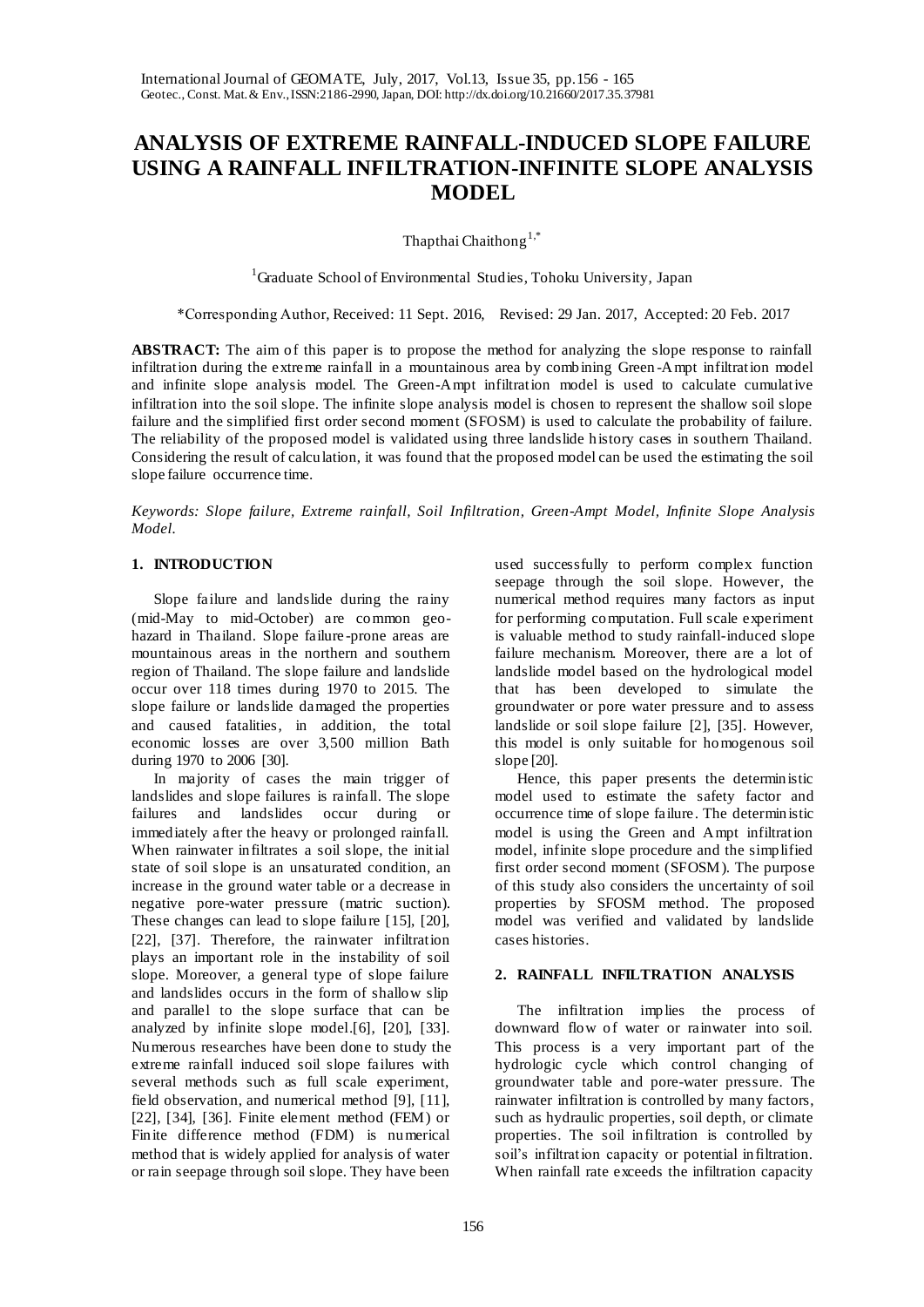# ANALYSIS OF EXTREME RAINFALL-INDUCED SLOPE FAILURE USING A RAINFALL INFILTRATION-INFINITE SLOPE ANALYSIS MODEL

Thapthai Chaithong[1,*]

[1]Graduate School of Environmental Studies, Tohoku University, Japan

*Corresponding Author, Received: 11 Sept. 2016, Revised: 29 Jan. 2017, Accepted: 20 Feb. 2017

**ABSTRACT:** The aim of this paper is to propose the method for analyzing the slope response to rainfall infiltration during the extreme rainfall in a mountainous area by combining Green-Ampt infiltration model and infinite slope analysis model. The Green-Ampt infiltration model is used to calculate cumulative infiltration into the soil slope. The infinite slope analysis model is chosen to represent the shallow soil slope failure and the simplified first order second moment (SFOSM) is used to calculate the probability of failure. The reliability of the proposed model is validated using three landslide history cases in southern Thailand. Considering the result of calculation, it was found that the proposed model can be used the estimating the soil slope failure occurrence time.

*Keywords: Slope failure, Extreme rainfall, Soil Infiltration, Green-Ampt Model, Infinite Slope Analysis Model.*

## 1. INTRODUCTION

Slope failure and landslide during the rainy (mid-May to mid-October) are common geo-hazard in Thailand. Slope failure-prone areas are mountainous areas in the northern and southern region of Thailand. The slope failure and landslide occur over 118 times during 1970 to 2015. The slope failure or landslide damaged the properties and caused fatalities, in addition, the total economic losses are over 3,500 million Bath during 1970 to 2006 [30].

In majority of cases the main trigger of landslides and slope failures is rainfall. The slope failures and landslides occur during or immediately after the heavy or prolonged rainfall. When rainwater infiltrates a soil slope, the initial state of soil slope is an unsaturated condition, an increase in the ground water table or a decrease in negative pore-water pressure (matric suction). These changes can lead to slope failure [15], [20], [22], [37]. Therefore, the rainwater infiltration plays an important role in the instability of soil slope. Moreover, a general type of slope failure and landslides occurs in the form of shallow slip and parallel to the slope surface that can be analyzed by infinite slope model.[6], [20], [33]. Numerous researches have been done to study the extreme rainfall induced soil slope failures with several methods such as full scale experiment, field observation, and numerical method [9], [11], [22], [34], [36]. Finite element method (FEM) or Finite difference method (FDM) is numerical method that is widely applied for analysis of water or rain seepage through soil slope. They have been used successfully to perform complex function seepage through the soil slope. However, the numerical method requires many factors as input for performing computation. Full scale experiment is valuable method to study rainfall-induced slope failure mechanism. Moreover, there are a lot of landslide model based on the hydrological model that has been developed to simulate the groundwater or pore water pressure and to assess landslide or soil slope failure [2], [35]. However, this model is only suitable for homogenous soil slope [20].

Hence, this paper presents the deterministic model used to estimate the safety factor and occurrence time of slope failure. The deterministic model is using the Green and Ampt infiltration model, infinite slope procedure and the simplified first order second moment (SFOSM). The purpose of this study also considers the uncertainty of soil properties by SFOSM method. The proposed model was verified and validated by landslide cases histories.

## 2. RAINFALL INFILTRATION ANALYSIS

The infiltration implies the process of downward flow of water or rainwater into soil. This process is a very important part of the hydrologic cycle which control changing of groundwater table and pore-water pressure. The rainwater infiltration is controlled by many factors, such as hydraulic properties, soil depth, or climate properties. The soil infiltration is controlled by soil's infiltration capacity or potential infiltration. When rainfall rate exceeds the infiltration capacity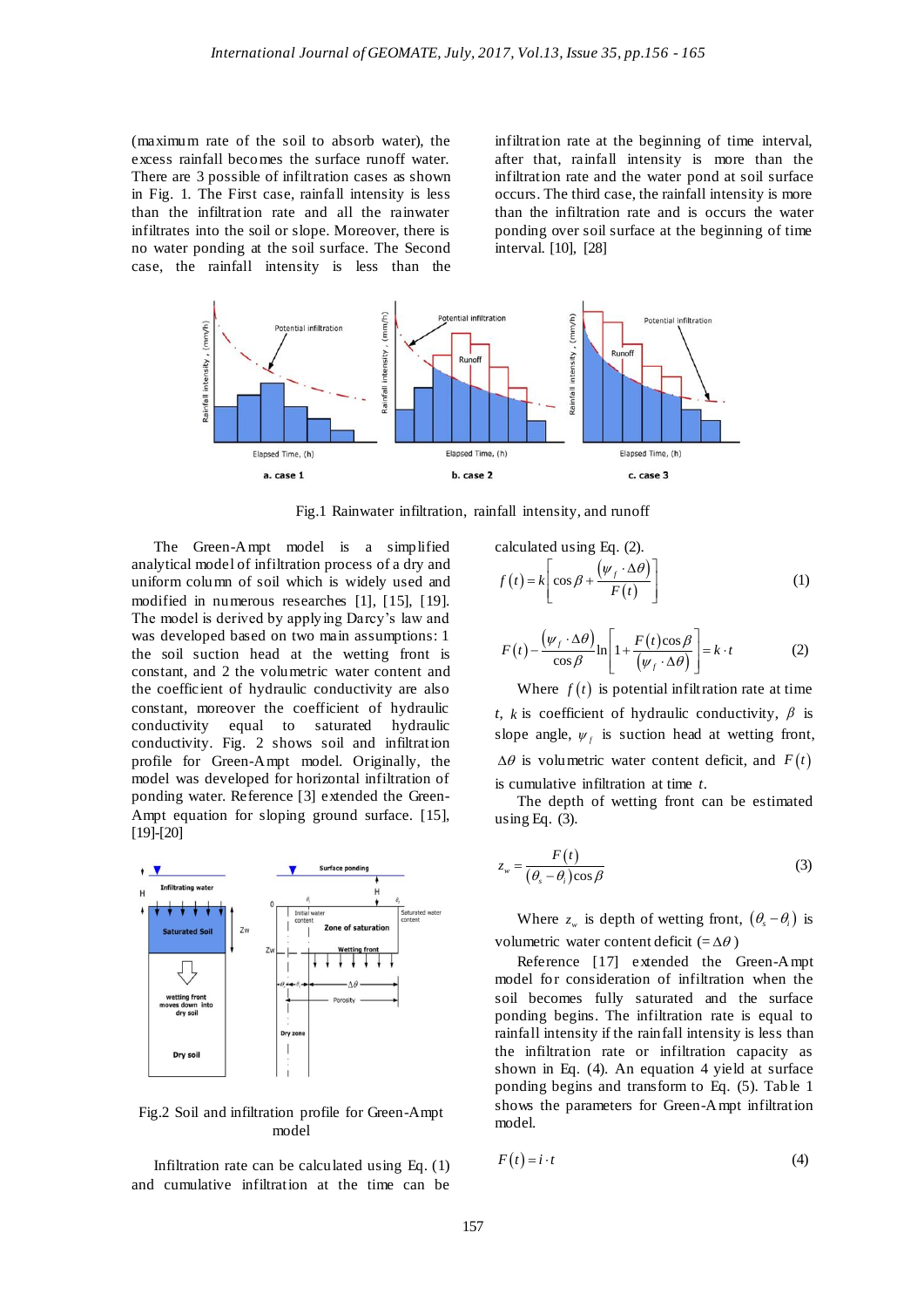(maximum rate of the soil to absorb water), the excess rainfall becomes the surface runoff water. There are 3 possible of infiltration cases as shown in Fig. 1. The First case, rainfall intensity is less than the infiltration rate and all the rainwater infiltrates into the soil or slope. Moreover, there is no water ponding at the soil surface. The Second case, the rainfall intensity is less than the infiltration rate at the beginning of time interval, after that, rainfall intensity is more than the infiltration rate and the water pond at soil surface occurs. The third case, the rainfall intensity is more than the infiltration rate and is occurs the water ponding over soil surface at the beginning of time interval. [10], [28]

Fig.1 Rainwater infiltration, rainfall intensity, and runoff

The Green-Ampt model is a simplified analytical model of infiltration process of a dry and uniform column of soil which is widely used and modified in numerous researches [1], [15], [19]. The model is derived by applying Darcy's law and was developed based on two main assumptions: 1 the soil suction head at the wetting front is constant, and 2 the volumetric water content and the coefficient of hydraulic conductivity are also constant, moreover the coefficient of hydraulic conductivity equal to saturated hydraulic conductivity. Fig. 2 shows soil and infiltration profile for Green-Ampt model. Originally, the model was developed for horizontal infiltration of ponding water. Reference [3] extended the Green-Ampt equation for sloping ground surface. [15], [19]-[20]

Fig.2 Soil and infiltration profile for Green-Ampt model

Infiltration rate can be calculated using Eq. (1) and cumulative infiltration at the time can be calculated using Eq. (2).

$$f(t) = k\left[\cos\beta + \frac{(\psi_f \cdot \Delta\theta)}{F(t)}\right] \quad (1)$$

$$F(t) - \frac{(\psi_f \cdot \Delta\theta)}{\cos\beta}\ln\left[1 + \frac{F(t)\cos\beta}{(\psi_f \cdot \Delta\theta)}\right] = k \cdot t \quad (2)$$

Where $f(t)$ is potential infiltration rate at time $t$, $k$ is coefficient of hydraulic conductivity, $\beta$ is slope angle, $\psi_f$ is suction head at wetting front, $\Delta\theta$ is volumetric water content deficit, and $F(t)$ is cumulative infiltration at time $t$.

The depth of wetting front can be estimated using Eq. (3).

$$z_w = \frac{F(t)}{(\theta_s - \theta_i)\cos\beta} \quad (3)$$

Where $z_w$ is depth of wetting front, $(\theta_s - \theta_i)$ is volumetric water content deficit ($= \Delta\theta$)

Reference [17] extended the Green-Ampt model for consideration of infiltration when the soil becomes fully saturated and the surface ponding begins. The infiltration rate is equal to rainfall intensity if the rainfall intensity is less than the infiltration rate or infiltration capacity as shown in Eq. (4). An equation 4 yield at surface ponding begins and transform to Eq. (5). Table 1 shows the parameters for Green-Ampt infiltration model.

$$F(t) = i \cdot t \quad (4)$$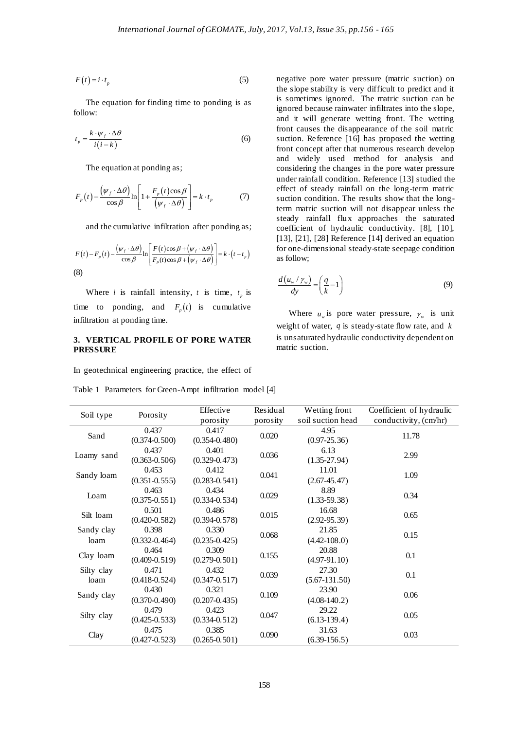$$F(t) = i \cdot t_p \tag{5}$$

The equation for finding time to ponding is as follow:

$$t_p = \frac{k \cdot \psi_f \cdot \Delta\theta}{i(i-k)} \tag{6}$$

The equation at ponding as;

$$F_p(t) - \frac{(\psi_f \cdot \Delta\theta)}{\cos\beta} \ln\left[1 + \frac{F_p(t)\cos\beta}{(\psi_f \cdot \Delta\theta)}\right] = k \cdot t_p \tag{7}$$

and the cumulative infiltration after ponding as;

$$F(t) - F_p(t) - \frac{(\psi_f \cdot \Delta\theta)}{\cos\beta} \ln\left[\frac{F(t)\cos\beta + (\psi_f \cdot \Delta\theta)}{F_p(t)\cos\beta + (\psi_f \cdot \Delta\theta)}\right] = k \cdot (t - t_p) \tag{8}$$

Where $i$ is rainfall intensity, $t$ is time, $t_p$ is time to ponding, and $F_p(t)$ is cumulative infiltration at ponding time.

## 3. VERTICAL PROFILE OF PORE WATER PRESSURE

In geotechnical engineering practice, the effect of negative pore water pressure (matric suction) on the slope stability is very difficult to predict and it is sometimes ignored. The matric suction can be ignored because rainwater infiltrates into the slope, and it will generate wetting front. The wetting front causes the disappearance of the soil matric suction. Reference [16] has proposed the wetting front concept after that numerous research develop and widely used method for analysis and considering the changes in the pore water pressure under rainfall condition. Reference [13] studied the effect of steady rainfall on the long-term matric suction condition. The results show that the long-term matric suction will not disappear unless the steady rainfall flux approaches the saturated coefficient of hydraulic conductivity. [8], [10], [13], [21], [28] Reference [14] derived an equation for one-dimensional steady-state seepage condition as follow;

$$\frac{d(u_w / \gamma_w)}{dy} = \left(\frac{q}{k} - 1\right) \tag{9}$$

Where $u_w$ is pore water pressure, $\gamma_w$ is unit weight of water, $q$ is steady-state flow rate, and $k$ is unsaturated hydraulic conductivity dependent on matric suction.

Table 1 Parameters for Green-Ampt infiltration model [4]

| Soil type | Porosity | Effective porosity | Residual porosity | Wetting front soil suction head | Coefficient of hydraulic conductivity, (cm/hr) |
|---|---|---|---|---|---|
| Sand | 0.437 (0.374-0.500) | 0.417 (0.354-0.480) | 0.020 | 4.95 (0.97-25.36) | 11.78 |
| Loamy sand | 0.437 (0.363-0.506) | 0.401 (0.329-0.473) | 0.036 | 6.13 (1.35-27.94) | 2.99 |
| Sandy loam | 0.453 (0.351-0.555) | 0.412 (0.283-0.541) | 0.041 | 11.01 (2.67-45.47) | 1.09 |
| Loam | 0.463 (0.375-0.551) | 0.434 (0.334-0.534) | 0.029 | 8.89 (1.33-59.38) | 0.34 |
| Silt loam | 0.501 (0.420-0.582) | 0.486 (0.394-0.578) | 0.015 | 16.68 (2.92-95.39) | 0.65 |
| Sandy clay loam | 0.398 (0.332-0.464) | 0.330 (0.235-0.425) | 0.068 | 21.85 (4.42-108.0) | 0.15 |
| Clay loam | 0.464 (0.409-0.519) | 0.309 (0.279-0.501) | 0.155 | 20.88 (4.97-91.10) | 0.1 |
| Silty clay loam | 0.471 (0.418-0.524) | 0.432 (0.347-0.517) | 0.039 | 27.30 (5.67-131.50) | 0.1 |
| Sandy clay | 0.430 (0.370-0.490) | 0.321 (0.207-0.435) | 0.109 | 23.90 (4.08-140.2) | 0.06 |
| Silty clay | 0.479 (0.425-0.533) | 0.423 (0.334-0.512) | 0.047 | 29.22 (6.13-139.4) | 0.05 |
| Clay | 0.475 (0.427-0.523) | 0.385 (0.265-0.501) | 0.090 | 31.63 (6.39-156.5) | 0.03 |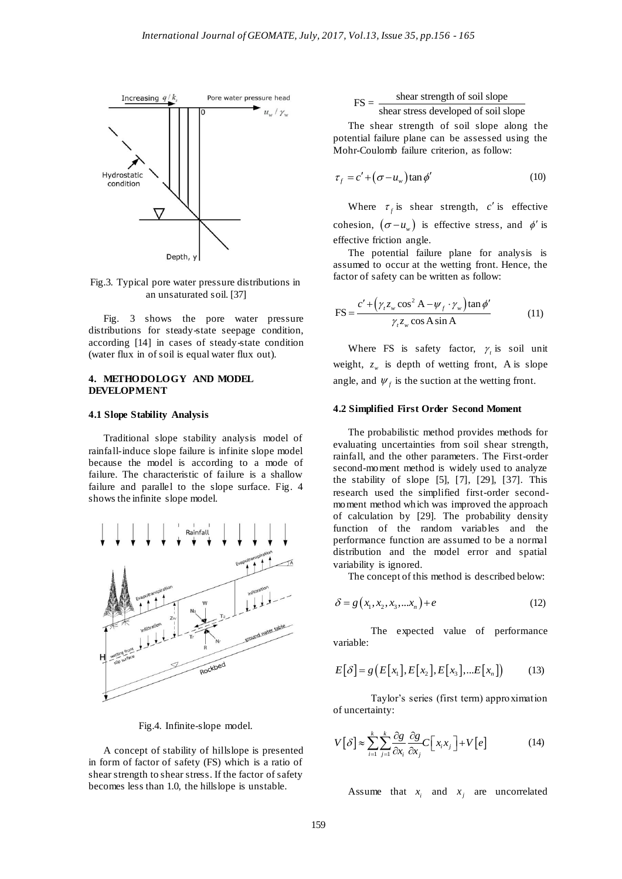Fig.3. Typical pore water pressure distributions in an unsaturated soil. [37]

Fig. 3 shows the pore water pressure distributions for steady-state seepage condition, according [14] in cases of steady-state condition (water flux in of soil is equal water flux out).

## 4. METHODOLOGY AND MODEL DEVELOPMENT

### 4.1 Slope Stability Analysis

Traditional slope stability analysis model of rainfall-induce slope failure is infinite slope model because the model is according to a mode of failure. The characteristic of failure is a shallow failure and parallel to the slope surface. Fig. 4 shows the infinite slope model.

Fig.4. Infinite-slope model.

A concept of stability of hillslope is presented in form of factor of safety (FS) which is a ratio of shear strength to shear stress. If the factor of safety becomes less than 1.0, the hillslope is unstable.

$$\text{FS} = \frac{\text{shear strength of soil slope}}{\text{shear stress developed of soil slope}}$$

The shear strength of soil slope along the potential failure plane can be assessed using the Mohr-Coulomb failure criterion, as follow:

$$\tau_f = c' + (\sigma - u_w)\tan\phi' \tag{10}$$

Where $\tau_f$ is shear strength, $c'$ is effective cohesion, $(\sigma - u_w)$ is effective stress, and $\phi'$ is effective friction angle.

The potential failure plane for analysis is assumed to occur at the wetting front. Hence, the factor of safety can be written as follow:

$$\text{FS} = \frac{c' + \left(\gamma_t z_w \cos^2 \text{A} - \psi_f \cdot \gamma_w\right)\tan\phi'}{\gamma_t z_w \cos \text{A} \sin \text{A}} \tag{11}$$

Where FS is safety factor, $\gamma_t$ is soil unit weight, $z_w$ is depth of wetting front, A is slope angle, and $\psi_f$ is the suction at the wetting front.

### 4.2 Simplified First Order Second Moment

The probabilistic method provides methods for evaluating uncertainties from soil shear strength, rainfall, and the other parameters. The First-order second-moment method is widely used to analyze the stability of slope [5], [7], [29], [37]. This research used the simplified first-order second-moment method which was improved the approach of calculation by [29]. The probability density function of the random variables and the performance function are assumed to be a normal distribution and the model error and spatial variability is ignored.

The concept of this method is described below:

$$\delta = g(x_1, x_2, x_3, \ldots x_n) + e \tag{12}$$

The expected value of performance variable:

$$E[\delta] = g\left(E[x_1], E[x_2], E[x_3], \ldots E[x_n]\right) \tag{13}$$

Taylor's series (first term) approximation of uncertainty:

$$V[\delta] \approx \sum_{i=1}^{k}\sum_{j=1}^{k} \frac{\partial g}{\partial x_i}\frac{\partial g}{\partial x_j} C\left[x_i x_j\right] + V[e] \tag{14}$$

Assume that $x_i$ and $x_j$ are uncorrelated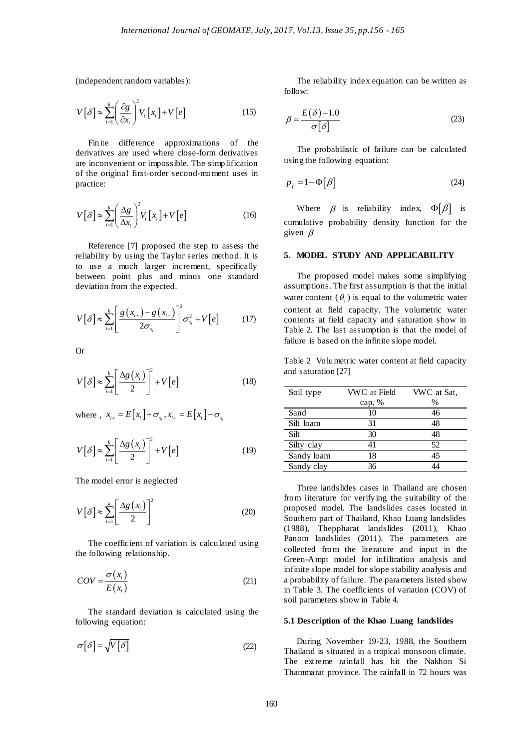(independent random variables):

$$V[\delta] \approx \sum_{i=1}^{k} \left( \frac{\partial g}{\partial x_i} \right)^2 V_t[x_i] + V[e] \tag{15}$$

Finite difference approximations of the derivatives are used where close-form derivatives are inconvenient or impossible. The simplification of the original first-order second-moment uses in practice:

$$V[\delta] \approx \sum_{i=1}^{k} \left( \frac{\Delta g}{\Delta x_i} \right)^2 V_t[x_i] + V[e] \tag{16}$$

Reference [7] proposed the step to assess the reliability by using the Taylor series method. It is to use a much larger increment, specifically between point plus and minus one standard deviation from the expected.

$$V[\delta] \approx \sum_{i=1}^{k} \left[ \frac{g(x_{i+}) - g(x_{i-})}{2\sigma_{x_i}} \right]^2 \sigma_{x_i}^2 + V[e] \tag{17}$$

Or

$$V[\delta] \approx \sum_{i=1}^{k} \left[ \frac{\Delta g(x_i)}{2} \right]^2 + V[e] \tag{18}$$

where , $x_{i+} = E[x_i] + \sigma_{x_i}, x_{i-} = E[x_i] - \sigma_{x_i}$

$$V[\delta] \approx \sum_{i=1}^{k} \left[ \frac{\Delta g(x_i)}{2} \right]^2 + V[e] \tag{19}$$

The model error is neglected

$$V[\delta] \approx \sum_{i=1}^{k} \left[ \frac{\Delta g(x_i)}{2} \right]^2 \tag{20}$$

The coefficient of variation is calculated using the following relationship.

$$COV = \frac{\sigma(x_i)}{E(x_i)} \tag{21}$$

The standard deviation is calculated using the following equation:

$$\sigma[\delta] = \sqrt{V[\delta]} \tag{22}$$

The reliability index equation can be written as follow:

$$\beta = \frac{E(\delta) - 1.0}{\sigma[\delta]} \tag{23}$$

The probabilistic of failure can be calculated using the following equation:

$$p_f = 1 - \Phi[\beta] \tag{24}$$

Where $\beta$ is reliability index, $\Phi[\beta]$ is cumulative probability density function for the given $\beta$

## 5. MODEL STUDY AND APPLICABILITY

The proposed model makes some simplifying assumptions. The first assumption is that the initial water content ($\theta_i$) is equal to the volumetric water content at field capacity. The volumetric water contents at field capacity and saturation show in Table 2. The last assumption is that the model of failure is based on the infinite slope model.

Table 2 Volumetric water content at field capacity and saturation [27]

| Soil type | VWC at Field cap, % | VWC at Sat, % |
|---|---|---|
| Sand | 10 | 46 |
| Silt loam | 31 | 48 |
| Silt | 30 | 48 |
| Silty clay | 41 | 52 |
| Sandy loam | 18 | 45 |
| Sandy clay | 36 | 44 |

Three landslides cases in Thailand are chosen from literature for verifying the suitability of the proposed model. The landslides cases located in Southern part of Thailand, Khao Luang landslides (1988), Theppharat landslides (2011), Khao Panom landslides (2011). The parameters are collected from the literature and input in the Green-Ampt model for infiltration analysis and infinite slope model for slope stability analysis and a probability of failure. The parameters listed show in Table 3. The coefficients of variation (COV) of soil parameters show in Table 4.

### 5.1 Description of the Khao Luang landslides

During November 19-23, 1988, the Southern Thailand is situated in a tropical monsoon climate. The extreme rainfall has hit the Nakhon Si Thammarat province. The rainfall in 72 hours was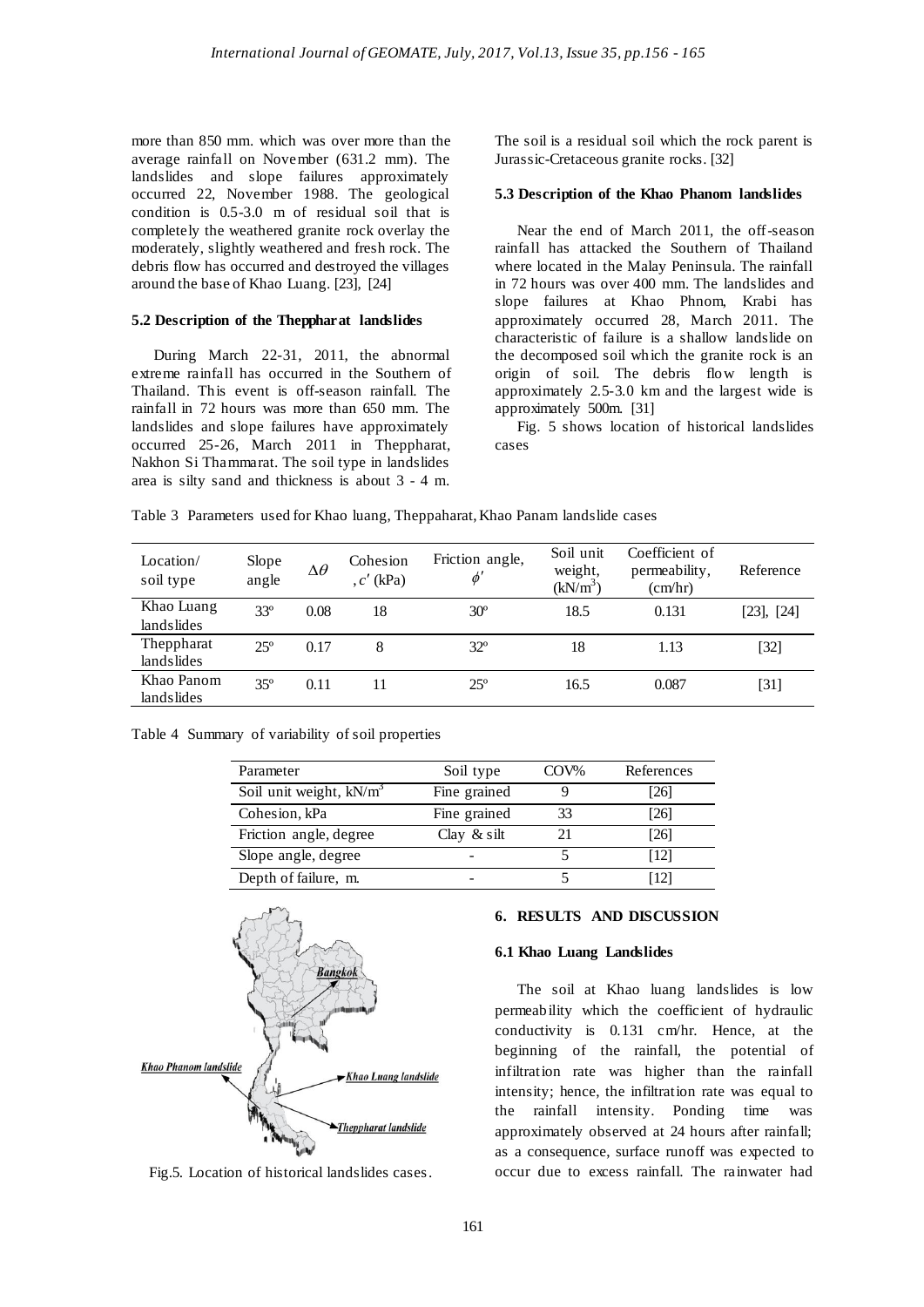more than 850 mm. which was over more than the average rainfall on November (631.2 mm). The landslides and slope failures approximately occurred 22, November 1988. The geological condition is 0.5-3.0 m of residual soil that is completely the weathered granite rock overlay the moderately, slightly weathered and fresh rock. The debris flow has occurred and destroyed the villages around the base of Khao Luang. [23], [24]

### 5.2 Description of the Theppharat landslides

During March 22-31, 2011, the abnormal extreme rainfall has occurred in the Southern of Thailand. This event is off-season rainfall. The rainfall in 72 hours was more than 650 mm. The landslides and slope failures have approximately occurred 25-26, March 2011 in Theppharat, Nakhon Si Thammarat. The soil type in landslides area is silty sand and thickness is about 3 - 4 m. The soil is a residual soil which the rock parent is Jurassic-Cretaceous granite rocks. [32]

### 5.3 Description of the Khao Phanom landslides

Near the end of March 2011, the off-season rainfall has attacked the Southern of Thailand where located in the Malay Peninsula. The rainfall in 72 hours was over 400 mm. The landslides and slope failures at Khao Phnom, Krabi has approximately occurred 28, March 2011. The characteristic of failure is a shallow landslide on the decomposed soil which the granite rock is an origin of soil. The debris flow length is approximately 2.5-3.0 km and the largest wide is approximately 500m. [31]

Fig. 5 shows location of historical landslides cases

Table 3 Parameters used for Khao luang, Theppaharat, Khao Panam landslide cases

| Location/ soil type | Slope angle | $\Delta\theta$ | Cohesion , $c'$ (kPa) | Friction angle, $\phi'$ | Soil unit weight, (kN/m$^3$) | Coefficient of permeability, (cm/hr) | Reference |
|---|---|---|---|---|---|---|---|
| Khao Luang landslides | 33° | 0.08 | 18 | 30° | 18.5 | 0.131 | [23], [24] |
| Theppharat landslides | 25° | 0.17 | 8 | 32° | 18 | 1.13 | [32] |
| Khao Panom landslides | 35° | 0.11 | 11 | 25° | 16.5 | 0.087 | [31] |

Table 4 Summary of variability of soil properties

| Parameter | Soil type | COV% | References |
|---|---|---|---|
| Soil unit weight, kN/m$^3$ | Fine grained | 9 | [26] |
| Cohesion, kPa | Fine grained | 33 | [26] |
| Friction angle, degree | Clay & silt | 21 | [26] |
| Slope angle, degree | - | 5 | [12] |
| Depth of failure, m. | - | 5 | [12] |

Fig.5. Location of historical landslides cases.

## 6. RESULTS AND DISCUSSION

### 6.1 Khao Luang Landslides

The soil at Khao luang landslides is low permeability which the coefficient of hydraulic conductivity is 0.131 cm/hr. Hence, at the beginning of the rainfall, the potential of infiltration rate was higher than the rainfall intensity; hence, the infiltration rate was equal to the rainfall intensity. Ponding time was approximately observed at 24 hours after rainfall; as a consequence, surface runoff was expected to occur due to excess rainfall. The rainwater had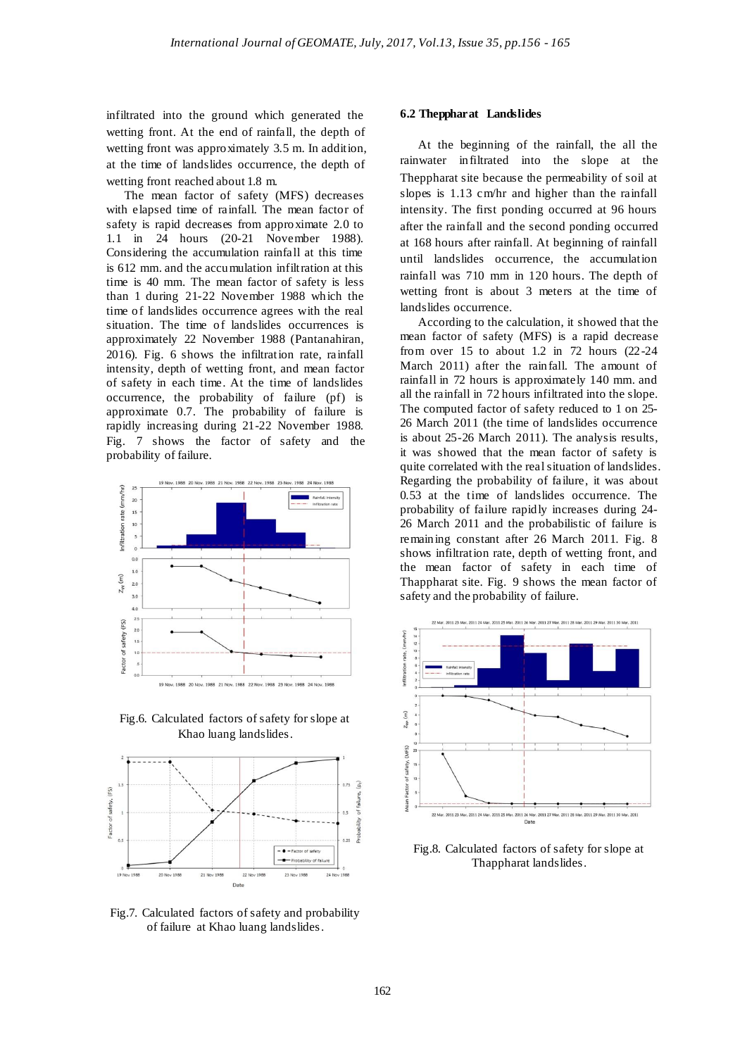infiltrated into the ground which generated the wetting front. At the end of rainfall, the depth of wetting front was approximately 3.5 m. In addition, at the time of landslides occurrence, the depth of wetting front reached about 1.8 m.

The mean factor of safety (MFS) decreases with elapsed time of rainfall. The mean factor of safety is rapid decreases from approximate 2.0 to 1.1 in 24 hours (20-21 November 1988). Considering the accumulation rainfall at this time is 612 mm. and the accumulation infiltration at this time is 40 mm. The mean factor of safety is less than 1 during 21-22 November 1988 which the time of landslides occurrence agrees with the real situation. The time of landslides occurrences is approximately 22 November 1988 (Pantanahiran, 2016). Fig. 6 shows the infiltration rate, rainfall intensity, depth of wetting front, and mean factor of safety in each time. At the time of landslides occurrence, the probability of failure (pf) is approximate 0.7. The probability of failure is rapidly increasing during 21-22 November 1988. Fig. 7 shows the factor of safety and the probability of failure.

Fig.6. Calculated factors of safety for slope at Khao luang landslides.

Fig.7. Calculated factors of safety and probability of failure at Khao luang landslides.

### 6.2 Theppharat Landslides

At the beginning of the rainfall, the all the rainwater infiltrated into the slope at the Theppharat site because the permeability of soil at slopes is 1.13 cm/hr and higher than the rainfall intensity. The first ponding occurred at 96 hours after the rainfall and the second ponding occurred at 168 hours after rainfall. At beginning of rainfall until landslides occurrence, the accumulation rainfall was 710 mm in 120 hours. The depth of wetting front is about 3 meters at the time of landslides occurrence.

According to the calculation, it showed that the mean factor of safety (MFS) is a rapid decrease from over 15 to about 1.2 in 72 hours (22-24 March 2011) after the rainfall. The amount of rainfall in 72 hours is approximately 140 mm. and all the rainfall in 72 hours infiltrated into the slope. The computed factor of safety reduced to 1 on 25-26 March 2011 (the time of landslides occurrence is about 25-26 March 2011). The analysis results, it was showed that the mean factor of safety is quite correlated with the real situation of landslides. Regarding the probability of failure, it was about 0.53 at the time of landslides occurrence. The probability of failure rapidly increases during 24-26 March 2011 and the probabilistic of failure is remaining constant after 26 March 2011. Fig. 8 shows infiltration rate, depth of wetting front, and the mean factor of safety in each time of Thappharat site. Fig. 9 shows the mean factor of safety and the probability of failure.

Fig.8. Calculated factors of safety for slope at Thappharat landslides.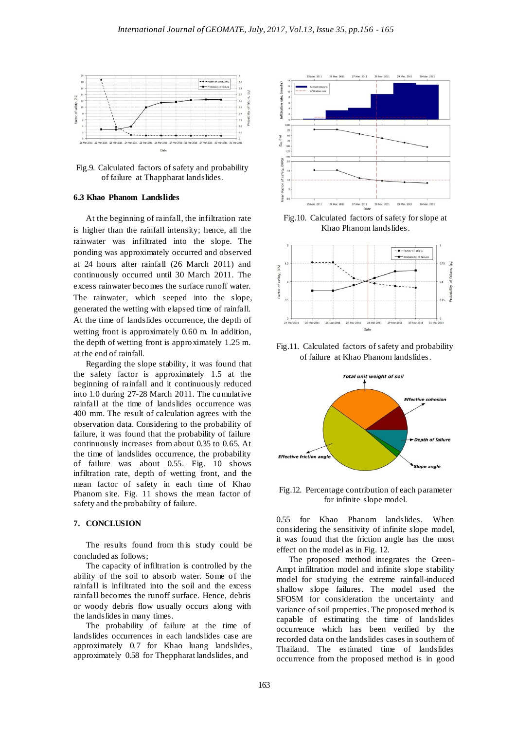Fig.9. Calculated factors of safety and probability of failure at Thappharat landslides.

### 6.3 Khao Phanom Landslides

At the beginning of rainfall, the infiltration rate is higher than the rainfall intensity; hence, all the rainwater was infiltrated into the slope. The ponding was approximately occurred and observed at 24 hours after rainfall (26 March 2011) and continuously occurred until 30 March 2011. The excess rainwater becomes the surface runoff water. The rainwater, which seeped into the slope, generated the wetting with elapsed time of rainfall. At the time of landslides occurrence, the depth of wetting front is approximately 0.60 m. In addition, the depth of wetting front is approximately 1.25 m. at the end of rainfall.

Regarding the slope stability, it was found that the safety factor is approximately 1.5 at the beginning of rainfall and it continuously reduced into 1.0 during 27-28 March 2011. The cumulative rainfall at the time of landslides occurrence was 400 mm. The result of calculation agrees with the observation data. Considering to the probability of failure, it was found that the probability of failure continuously increases from about 0.35 to 0.65. At the time of landslides occurrence, the probability of failure was about 0.55. Fig. 10 shows infiltration rate, depth of wetting front, and the mean factor of safety in each time of Khao Phanom site. Fig. 11 shows the mean factor of safety and the probability of failure.

Fig.10. Calculated factors of safety for slope at Khao Phanom landslides.

Fig.11. Calculated factors of safety and probability of failure at Khao Phanom landslides.

Fig.12. Percentage contribution of each parameter for infinite slope model.

## 7. CONCLUSION

The results found from this study could be concluded as follows;

The capacity of infiltration is controlled by the ability of the soil to absorb water. Some of the rainfall is infiltrated into the soil and the excess rainfall becomes the runoff surface. Hence, debris or woody debris flow usually occurs along with the landslides in many times.

The probability of failure at the time of landslides occurrences in each landslides case are approximately 0.7 for Khao luang landslides, approximately 0.58 for Theppharat landslides, and 0.55 for Khao Phanom landslides. When considering the sensitivity of infinite slope model, it was found that the friction angle has the most effect on the model as in Fig. 12.

The proposed method integrates the Green-Ampt infiltration model and infinite slope stability model for studying the extreme rainfall-induced shallow slope failures. The model used the SFOSM for consideration the uncertainty and variance of soil properties. The proposed method is capable of estimating the time of landslides occurrence which has been verified by the recorded data on the landslides cases in southern of Thailand. The estimated time of landslides occurrence from the proposed method is in good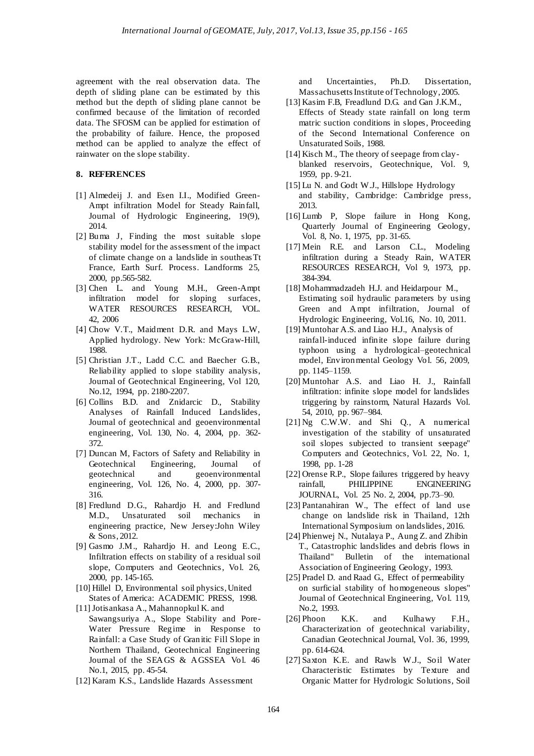agreement with the real observation data. The depth of sliding plane can be estimated by this method but the depth of sliding plane cannot be confirmed because of the limitation of recorded data. The SFOSM can be applied for estimation of the probability of failure. Hence, the proposed method can be applied to analyze the effect of rainwater on the slope stability.

## 8. REFERENCES

[1] Almedeij J. and Esen I.I., Modified Green-Ampt infiltration Model for Steady Rainfall, Journal of Hydrologic Engineering, 19(9), 2014.

[2] Buma J, Finding the most suitable slope stability model for the assessment of the impact of climate change on a landslide in southeasTt France, Earth Surf. Process. Landforms 25, 2000, pp.565-582.

[3] Chen L. and Young M.H., Green-Ampt infiltration model for sloping surfaces, WATER RESOURCES RESEARCH, VOL. 42, 2006

[4] Chow V.T., Maidment D.R. and Mays L.W, Applied hydrology. New York: McGraw-Hill, 1988.

[5] Christian J.T., Ladd C.C. and Baecher G.B., Reliability applied to slope stability analysis, Journal of Geotechnical Engineering, Vol 120, No.12, 1994, pp. 2180-2207.

[6] Collins B.D. and Znidarcic D., Stability Analyses of Rainfall Induced Landslides, Journal of geotechnical and geoenvironmental engineering, Vol. 130, No. 4, 2004, pp. 362-372.

[7] Duncan M, Factors of Safety and Reliability in Geotechnical Engineering, Journal of geotechnical and geoenvironmental engineering, Vol. 126, No. 4, 2000, pp. 307-316.

[8] Fredlund D.G., Rahardjo H. and Fredlund M.D., Unsaturated soil mechanics in engineering practice, New Jersey:John Wiley & Sons, 2012.

[9] Gasmo J.M., Rahardjo H. and Leong E.C., Infiltration effects on stability of a residual soil slope, Computers and Geotechnics, Vol. 26, 2000, pp. 145-165.

[10] Hillel D, Environmental soil physics, United States of America: ACADEMIC PRESS, 1998.

[11] Jotisankasa A., Mahannopkul K. and Sawangsuriya A., Slope Stability and Pore-Water Pressure Regime in Response to Rainfall: a Case Study of Granitic Fill Slope in Northern Thailand, Geotechnical Engineering Journal of the SEAGS & AGSSEA Vol. 46 No.1, 2015, pp. 45-54.

[12] Karam K.S., Landslide Hazards Assessment and Uncertainties, Ph.D. Dissertation, Massachusetts Institute of Technology, 2005.

[13] Kasim F.B, Freadlund D.G. and Gan J.K.M., Effects of Steady state rainfall on long term matric suction conditions in slopes, Proceeding of the Second International Conference on Unsaturated Soils, 1988.

[14] Kisch M., The theory of seepage from clay-blanked reservoirs, Geotechnique, Vol. 9, 1959, pp. 9-21.

[15] Lu N. and Godt W.J., Hillslope Hydrology and stability, Cambridge: Cambridge press, 2013.

[16] Lumb P, Slope failure in Hong Kong, Quarterly Journal of Engineering Geology, Vol. 8, No. 1, 1975, pp. 31-65.

[17] Mein R.E. and Larson C.L., Modeling infiltration during a Steady Rain, WATER RESOURCES RESEARCH, Vol 9, 1973, pp. 384-394.

[18] Mohammadzadeh H.J. and Heidarpour M., Estimating soil hydraulic parameters by using Green and Ampt infiltration, Journal of Hydrologic Engineering, Vol.16, No. 10, 2011.

[19] Muntohar A.S. and Liao H.J., Analysis of rainfall-induced infinite slope failure during typhoon using a hydrological–geotechnical model, Environmental Geology Vol. 56, 2009, pp. 1145–1159.

[20] Muntohar A.S. and Liao H. J., Rainfall infiltration: infinite slope model for landslides triggering by rainstorm, Natural Hazards Vol. 54, 2010, pp. 967–984.

[21] Ng C.W.W. and Shi Q., A numerical investigation of the stability of unsaturated soil slopes subjected to transient seepage" Computers and Geotechnics, Vol. 22, No. 1, 1998, pp. 1-28

[22] Orense R.P., Slope failures triggered by heavy rainfall, PHILIPPINE ENGINEERING JOURNAL, Vol. 25 No. 2, 2004, pp.73–90.

[23] Pantanahiran W., The effect of land use change on landslide risk in Thailand, 12th International Symposium on landslides, 2016.

[24] Phienwej N., Nutalaya P., Aung Z. and Zhibin T., Catastrophic landslides and debris flows in Thailand" Bulletin of the international Association of Engineering Geology, 1993.

[25] Pradel D. and Raad G., Effect of permeability on surficial stability of homogeneous slopes" Journal of Geotechnical Engineering, Vol. 119, No.2, 1993.

[26] Phoon K.K. and Kulhawy F.H., Characterization of geotechnical variability, Canadian Geotechnical Journal, Vol. 36, 1999, pp. 614-624.

[27] Saxton K.E. and Rawls W.J., Soil Water Characteristic Estimates by Texture and Organic Matter for Hydrologic Solutions, Soil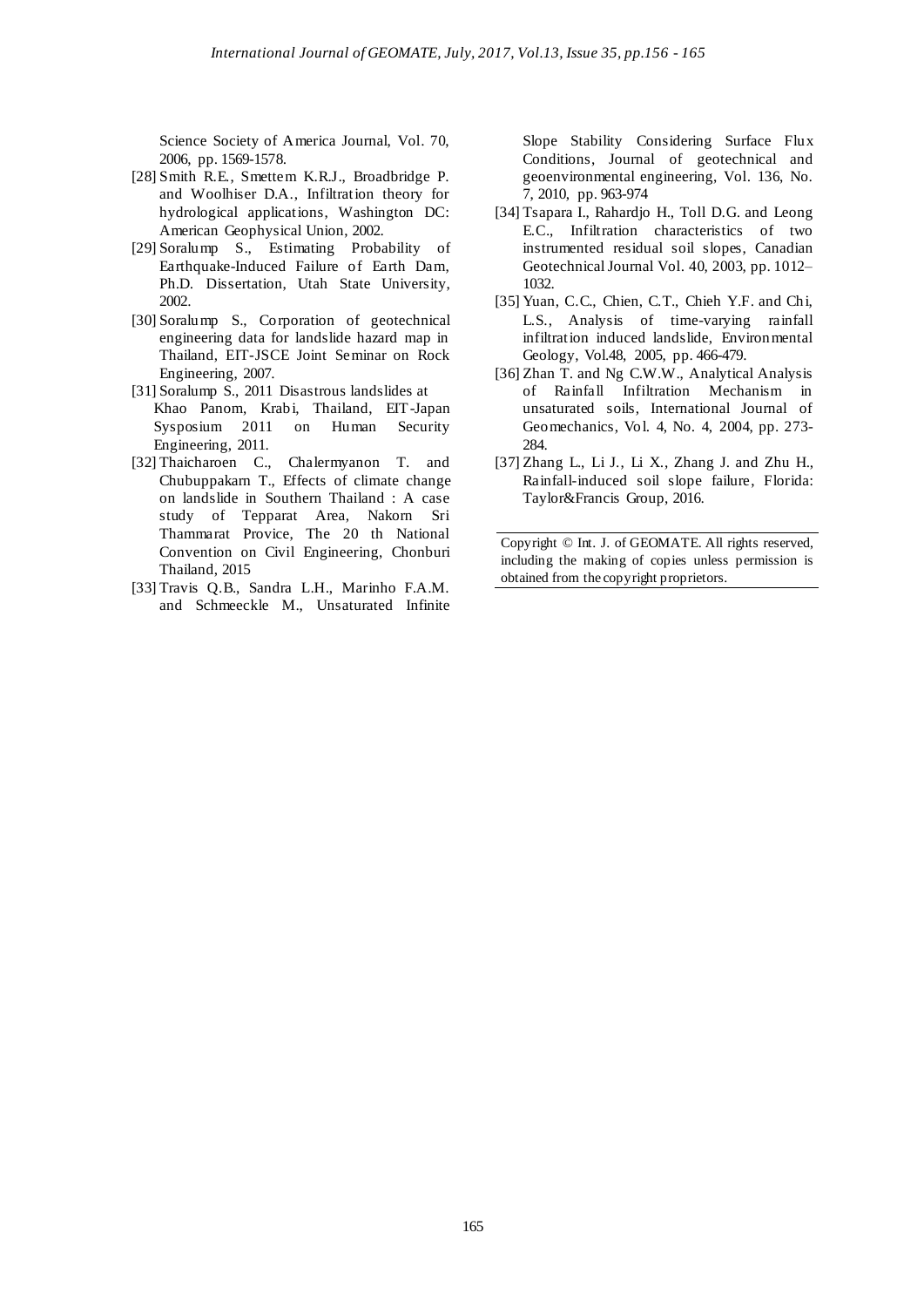Science Society of America Journal, Vol. 70, 2006, pp. 1569-1578.

[28] Smith R.E., Smettem K.R.J., Broadbridge P. and Woolhiser D.A., Infiltration theory for hydrological applications, Washington DC: American Geophysical Union, 2002.

[29] Soralump S., Estimating Probability of Earthquake-Induced Failure of Earth Dam, Ph.D. Dissertation, Utah State University, 2002.

[30] Soralump S., Corporation of geotechnical engineering data for landslide hazard map in Thailand, EIT-JSCE Joint Seminar on Rock Engineering, 2007.

[31] Soralump S., 2011 Disastrous landslides at Khao Panom, Krabi, Thailand, EIT-Japan Sysposium 2011 on Human Security Engineering, 2011.

[32] Thaicharoen C., Chalermyanon T. and Chubuppakarn T., Effects of climate change on landslide in Southern Thailand : A case study of Tepparat Area, Nakorn Sri Thammarat Provice, The 20 th National Convention on Civil Engineering, Chonburi Thailand, 2015

[33] Travis Q.B., Sandra L.H., Marinho F.A.M. and Schmeeckle M., Unsaturated Infinite Slope Stability Considering Surface Flux Conditions, Journal of geotechnical and geoenvironmental engineering, Vol. 136, No. 7, 2010, pp. 963-974

[34] Tsapara I., Rahardjo H., Toll D.G. and Leong E.C., Infiltration characteristics of two instrumented residual soil slopes, Canadian Geotechnical Journal Vol. 40, 2003, pp. 1012–1032.

[35] Yuan, C.C., Chien, C.T., Chieh Y.F. and Chi, L.S., Analysis of time-varying rainfall infiltration induced landslide, Environmental Geology, Vol.48, 2005, pp. 466-479.

[36] Zhan T. and Ng C.W.W., Analytical Analysis of Rainfall Infiltration Mechanism in unsaturated soils, International Journal of Geomechanics, Vol. 4, No. 4, 2004, pp. 273-284.

[37] Zhang L., Li J., Li X., Zhang J. and Zhu H., Rainfall-induced soil slope failure, Florida: Taylor&Francis Group, 2016.

Copyright © Int. J. of GEOMATE. All rights reserved, including the making of copies unless permission is obtained from the copyright proprietors.